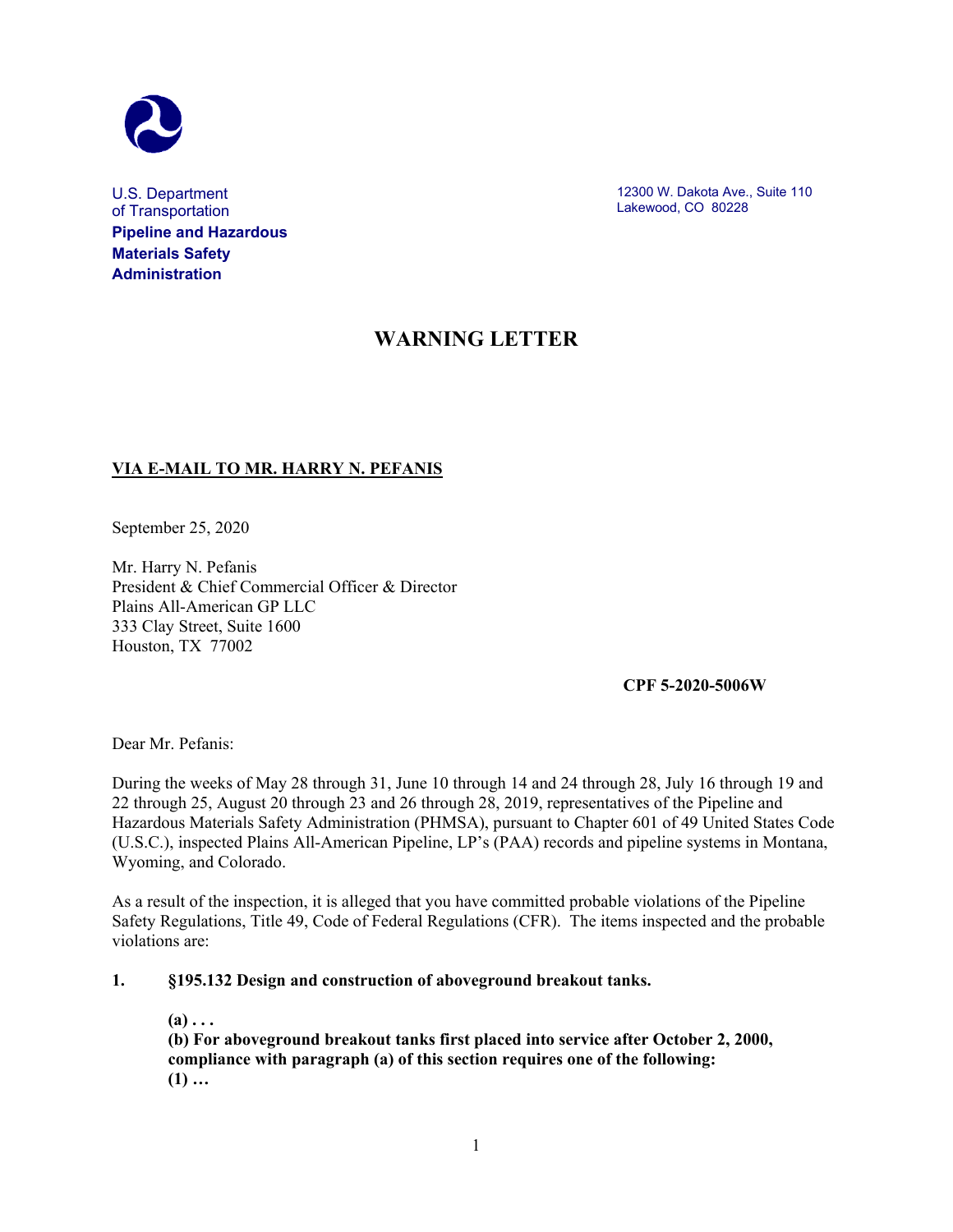U.S. Department of Transportation
**Pipeline and Hazardous Materials Safety Administration**

12300 W. Dakota Ave., Suite 110
Lakewood, CO 80228

# WARNING LETTER

**VIA E-MAIL TO MR. HARRY N. PEFANIS**

September 25, 2020

Mr. Harry N. Pefanis
President & Chief Commercial Officer & Director
Plains All-American GP LLC
333 Clay Street, Suite 1600
Houston, TX 77002

**CPF 5-2020-5006W**

Dear Mr. Pefanis:

During the weeks of May 28 through 31, June 10 through 14 and 24 through 28, July 16 through 19 and 22 through 25, August 20 through 23 and 26 through 28, 2019, representatives of the Pipeline and Hazardous Materials Safety Administration (PHMSA), pursuant to Chapter 601 of 49 United States Code (U.S.C.), inspected Plains All-American Pipeline, LP's (PAA) records and pipeline systems in Montana, Wyoming, and Colorado.

As a result of the inspection, it is alleged that you have committed probable violations of the Pipeline Safety Regulations, Title 49, Code of Federal Regulations (CFR). The items inspected and the probable violations are:

**1. §195.132 Design and construction of aboveground breakout tanks.**

> **(a) . . .**
> **(b) For aboveground breakout tanks first placed into service after October 2, 2000, compliance with paragraph (a) of this section requires one of the following:**
> **(1) …**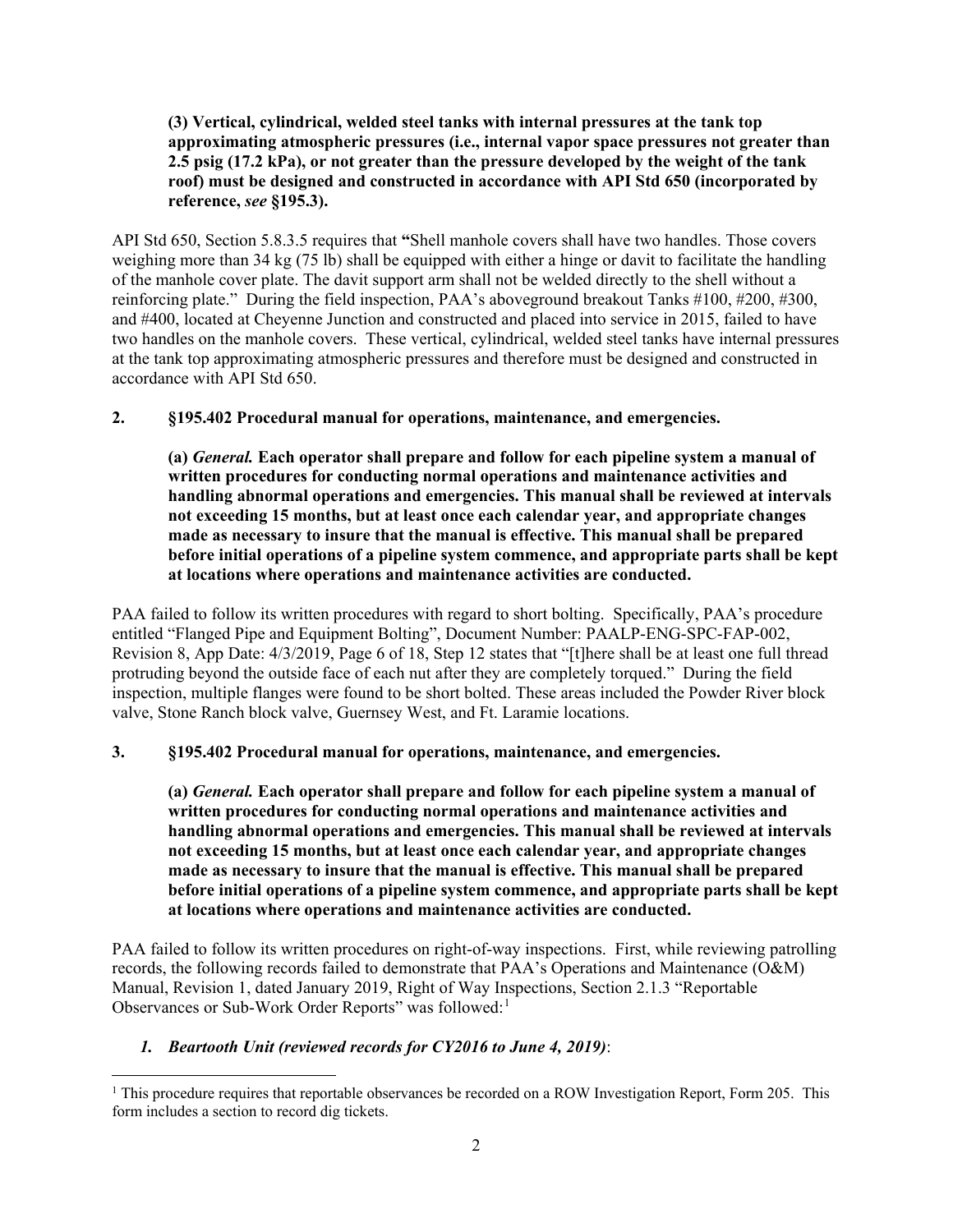**(3) Vertical, cylindrical, welded steel tanks with internal pressures at the tank top approximating atmospheric pressures (i.e., internal vapor space pressures not greater than 2.5 psig (17.2 kPa), or not greater than the pressure developed by the weight of the tank roof) must be designed and constructed in accordance with API Std 650 (incorporated by reference, *see* §195.3).**

API Std 650, Section 5.8.3.5 requires that **"**Shell manhole covers shall have two handles. Those covers weighing more than 34 kg (75 lb) shall be equipped with either a hinge or davit to facilitate the handling of the manhole cover plate. The davit support arm shall not be welded directly to the shell without a reinforcing plate." During the field inspection, PAA's aboveground breakout Tanks #100, #200, #300, and #400, located at Cheyenne Junction and constructed and placed into service in 2015, failed to have two handles on the manhole covers. These vertical, cylindrical, welded steel tanks have internal pressures at the tank top approximating atmospheric pressures and therefore must be designed and constructed in accordance with API Std 650.

**2. §195.402 Procedural manual for operations, maintenance, and emergencies.**

**(a) *General.* Each operator shall prepare and follow for each pipeline system a manual of written procedures for conducting normal operations and maintenance activities and handling abnormal operations and emergencies. This manual shall be reviewed at intervals not exceeding 15 months, but at least once each calendar year, and appropriate changes made as necessary to insure that the manual is effective. This manual shall be prepared before initial operations of a pipeline system commence, and appropriate parts shall be kept at locations where operations and maintenance activities are conducted.**

PAA failed to follow its written procedures with regard to short bolting. Specifically, PAA's procedure entitled "Flanged Pipe and Equipment Bolting", Document Number: PAALP-ENG-SPC-FAP-002, Revision 8, App Date: 4/3/2019, Page 6 of 18, Step 12 states that "[t]here shall be at least one full thread protruding beyond the outside face of each nut after they are completely torqued." During the field inspection, multiple flanges were found to be short bolted. These areas included the Powder River block valve, Stone Ranch block valve, Guernsey West, and Ft. Laramie locations.

**3. §195.402 Procedural manual for operations, maintenance, and emergencies.**

**(a) *General.* Each operator shall prepare and follow for each pipeline system a manual of written procedures for conducting normal operations and maintenance activities and handling abnormal operations and emergencies. This manual shall be reviewed at intervals not exceeding 15 months, but at least once each calendar year, and appropriate changes made as necessary to insure that the manual is effective. This manual shall be prepared before initial operations of a pipeline system commence, and appropriate parts shall be kept at locations where operations and maintenance activities are conducted.**

PAA failed to follow its written procedures on right-of-way inspections. First, while reviewing patrolling records, the following records failed to demonstrate that PAA's Operations and Maintenance (O&M) Manual, Revision 1, dated January 2019, Right of Way Inspections, Section 2.1.3 "Reportable Observances or Sub-Work Order Reports" was followed:[1]

***1. Beartooth Unit (reviewed records for CY2016 to June 4, 2019)***:

[1] This procedure requires that reportable observances be recorded on a ROW Investigation Report, Form 205. This form includes a section to record dig tickets.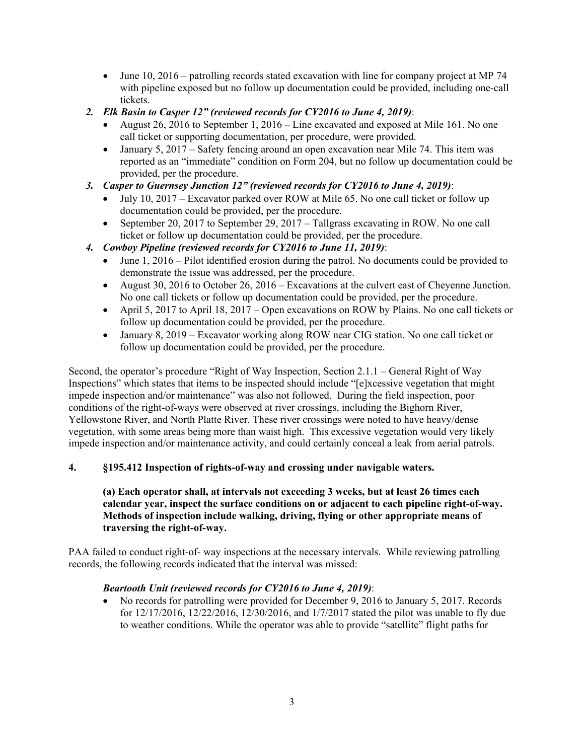- June 10, 2016 – patrolling records stated excavation with line for company project at MP 74 with pipeline exposed but no follow up documentation could be provided, including one-call tickets.

2. ***Elk Basin to Casper 12" (reviewed records for CY2016 to June 4, 2019)***:
   - August 26, 2016 to September 1, 2016 – Line excavated and exposed at Mile 161. No one call ticket or supporting documentation, per procedure, were provided.
   - January 5, 2017 – Safety fencing around an open excavation near Mile 74. This item was reported as an "immediate" condition on Form 204, but no follow up documentation could be provided, per the procedure.
3. ***Casper to Guernsey Junction 12" (reviewed records for CY2016 to June 4, 2019)***:
   - July 10, 2017 – Excavator parked over ROW at Mile 65. No one call ticket or follow up documentation could be provided, per the procedure.
   - September 20, 2017 to September 29, 2017 – Tallgrass excavating in ROW. No one call ticket or follow up documentation could be provided, per the procedure.
4. ***Cowboy Pipeline (reviewed records for CY2016 to June 11, 2019)***:
   - June 1, 2016 – Pilot identified erosion during the patrol. No documents could be provided to demonstrate the issue was addressed, per the procedure.
   - August 30, 2016 to October 26, 2016 – Excavations at the culvert east of Cheyenne Junction. No one call tickets or follow up documentation could be provided, per the procedure.
   - April 5, 2017 to April 18, 2017 – Open excavations on ROW by Plains. No one call tickets or follow up documentation could be provided, per the procedure.
   - January 8, 2019 – Excavator working along ROW near CIG station. No one call ticket or follow up documentation could be provided, per the procedure.

Second, the operator's procedure "Right of Way Inspection, Section 2.1.1 – General Right of Way Inspections" which states that items to be inspected should include "[e]xcessive vegetation that might impede inspection and/or maintenance" was also not followed. During the field inspection, poor conditions of the right-of-ways were observed at river crossings, including the Bighorn River, Yellowstone River, and North Platte River. These river crossings were noted to have heavy/dense vegetation, with some areas being more than waist high. This excessive vegetation would very likely impede inspection and/or maintenance activity, and could certainly conceal a leak from aerial patrols.

**4. §195.412 Inspection of rights-of-way and crossing under navigable waters.**

> **(a) Each operator shall, at intervals not exceeding 3 weeks, but at least 26 times each calendar year, inspect the surface conditions on or adjacent to each pipeline right-of-way. Methods of inspection include walking, driving, flying or other appropriate means of traversing the right-of-way.**

PAA failed to conduct right-of- way inspections at the necessary intervals. While reviewing patrolling records, the following records indicated that the interval was missed:

***Beartooth Unit (reviewed records for CY2016 to June 4, 2019)***:

- No records for patrolling were provided for December 9, 2016 to January 5, 2017. Records for 12/17/2016, 12/22/2016, 12/30/2016, and 1/7/2017 stated the pilot was unable to fly due to weather conditions. While the operator was able to provide "satellite" flight paths for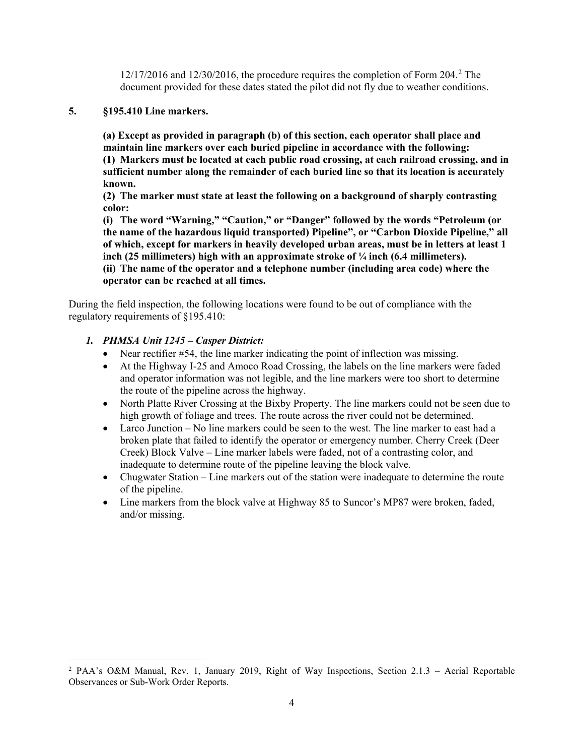12/17/2016 and 12/30/2016, the procedure requires the completion of Form 204.[2] The document provided for these dates stated the pilot did not fly due to weather conditions.

**5. §195.410 Line markers.**

**(a) Except as provided in paragraph (b) of this section, each operator shall place and maintain line markers over each buried pipeline in accordance with the following:**
**(1) Markers must be located at each public road crossing, at each railroad crossing, and in sufficient number along the remainder of each buried line so that its location is accurately known.**
**(2) The marker must state at least the following on a background of sharply contrasting color:**
**(i) The word "Warning," "Caution," or "Danger" followed by the words "Petroleum (or the name of the hazardous liquid transported) Pipeline", or "Carbon Dioxide Pipeline," all of which, except for markers in heavily developed urban areas, must be in letters at least 1 inch (25 millimeters) high with an approximate stroke of ¼ inch (6.4 millimeters).**
**(ii) The name of the operator and a telephone number (including area code) where the operator can be reached at all times.**

During the field inspection, the following locations were found to be out of compliance with the regulatory requirements of §195.410:

*1. PHMSA Unit 1245 – Casper District:*

- Near rectifier #54, the line marker indicating the point of inflection was missing.
- At the Highway I-25 and Amoco Road Crossing, the labels on the line markers were faded and operator information was not legible, and the line markers were too short to determine the route of the pipeline across the highway.
- North Platte River Crossing at the Bixby Property. The line markers could not be seen due to high growth of foliage and trees. The route across the river could not be determined.
- Larco Junction – No line markers could be seen to the west. The line marker to east had a broken plate that failed to identify the operator or emergency number. Cherry Creek (Deer Creek) Block Valve – Line marker labels were faded, not of a contrasting color, and inadequate to determine route of the pipeline leaving the block valve.
- Chugwater Station – Line markers out of the station were inadequate to determine the route of the pipeline.
- Line markers from the block valve at Highway 85 to Suncor's MP87 were broken, faded, and/or missing.

---

[2] PAA's O&M Manual, Rev. 1, January 2019, Right of Way Inspections, Section 2.1.3 – Aerial Reportable Observances or Sub-Work Order Reports.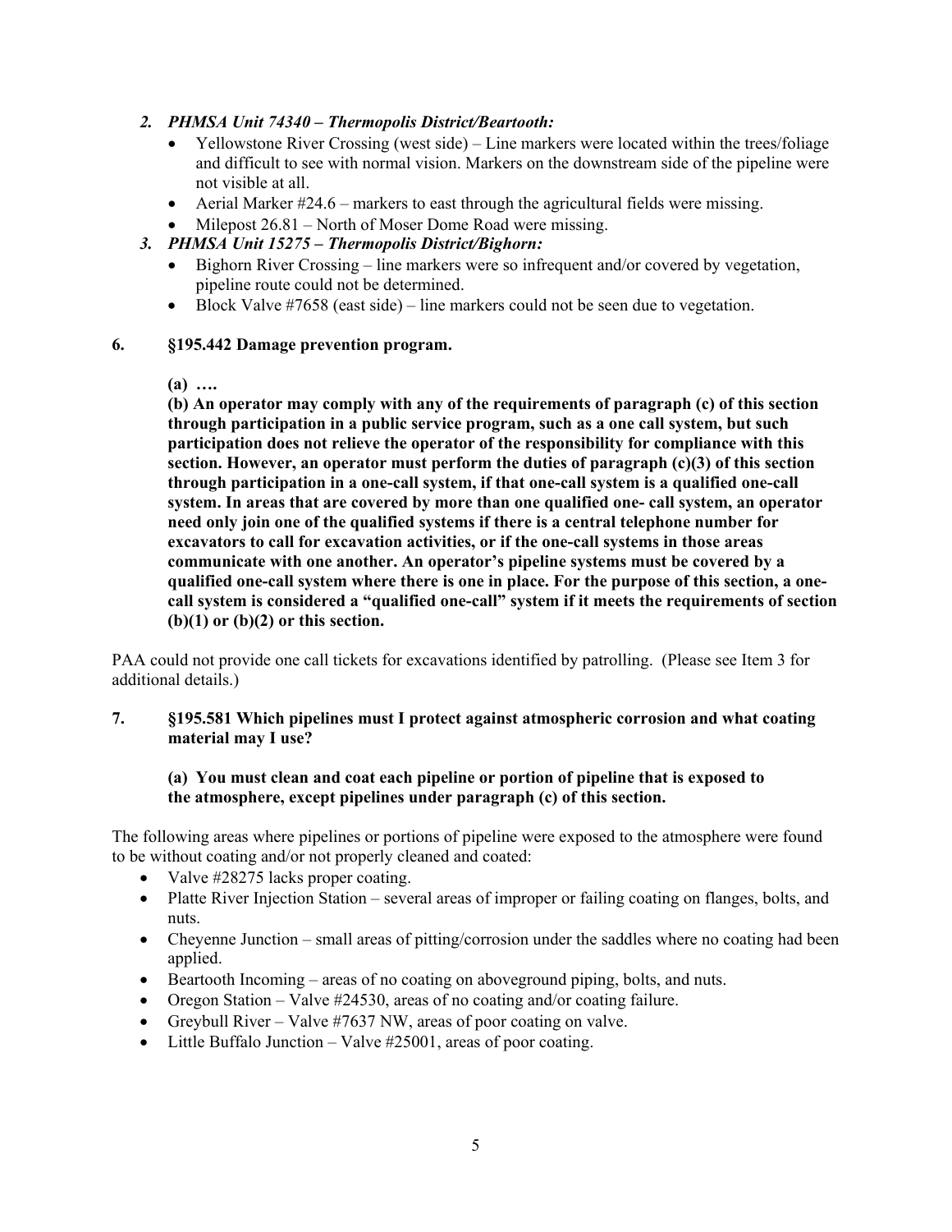2. ***PHMSA Unit 74340 – Thermopolis District/Beartooth:***
    - Yellowstone River Crossing (west side) – Line markers were located within the trees/foliage and difficult to see with normal vision. Markers on the downstream side of the pipeline were not visible at all.
    - Aerial Marker #24.6 – markers to east through the agricultural fields were missing.
    - Milepost 26.81 – North of Moser Dome Road were missing.
3. ***PHMSA Unit 15275 – Thermopolis District/Bighorn:***
    - Bighorn River Crossing – line markers were so infrequent and/or covered by vegetation, pipeline route could not be determined.
    - Block Valve #7658 (east side) – line markers could not be seen due to vegetation.

**6. §195.442 Damage prevention program.**

**(a) ….**

**(b) An operator may comply with any of the requirements of paragraph (c) of this section through participation in a public service program, such as a one call system, but such participation does not relieve the operator of the responsibility for compliance with this section. However, an operator must perform the duties of paragraph (c)(3) of this section through participation in a one-call system, if that one-call system is a qualified one-call system. In areas that are covered by more than one qualified one- call system, an operator need only join one of the qualified systems if there is a central telephone number for excavators to call for excavation activities, or if the one-call systems in those areas communicate with one another. An operator's pipeline systems must be covered by a qualified one-call system where there is one in place. For the purpose of this section, a one-call system is considered a "qualified one-call" system if it meets the requirements of section (b)(1) or (b)(2) or this section.**

PAA could not provide one call tickets for excavations identified by patrolling. (Please see Item 3 for additional details.)

**7. §195.581 Which pipelines must I protect against atmospheric corrosion and what coating material may I use?**

**(a) You must clean and coat each pipeline or portion of pipeline that is exposed to the atmosphere, except pipelines under paragraph (c) of this section.**

The following areas where pipelines or portions of pipeline were exposed to the atmosphere were found to be without coating and/or not properly cleaned and coated:

- Valve #28275 lacks proper coating.
- Platte River Injection Station – several areas of improper or failing coating on flanges, bolts, and nuts.
- Cheyenne Junction – small areas of pitting/corrosion under the saddles where no coating had been applied.
- Beartooth Incoming – areas of no coating on aboveground piping, bolts, and nuts.
- Oregon Station – Valve #24530, areas of no coating and/or coating failure.
- Greybull River – Valve #7637 NW, areas of poor coating on valve.
- Little Buffalo Junction – Valve #25001, areas of poor coating.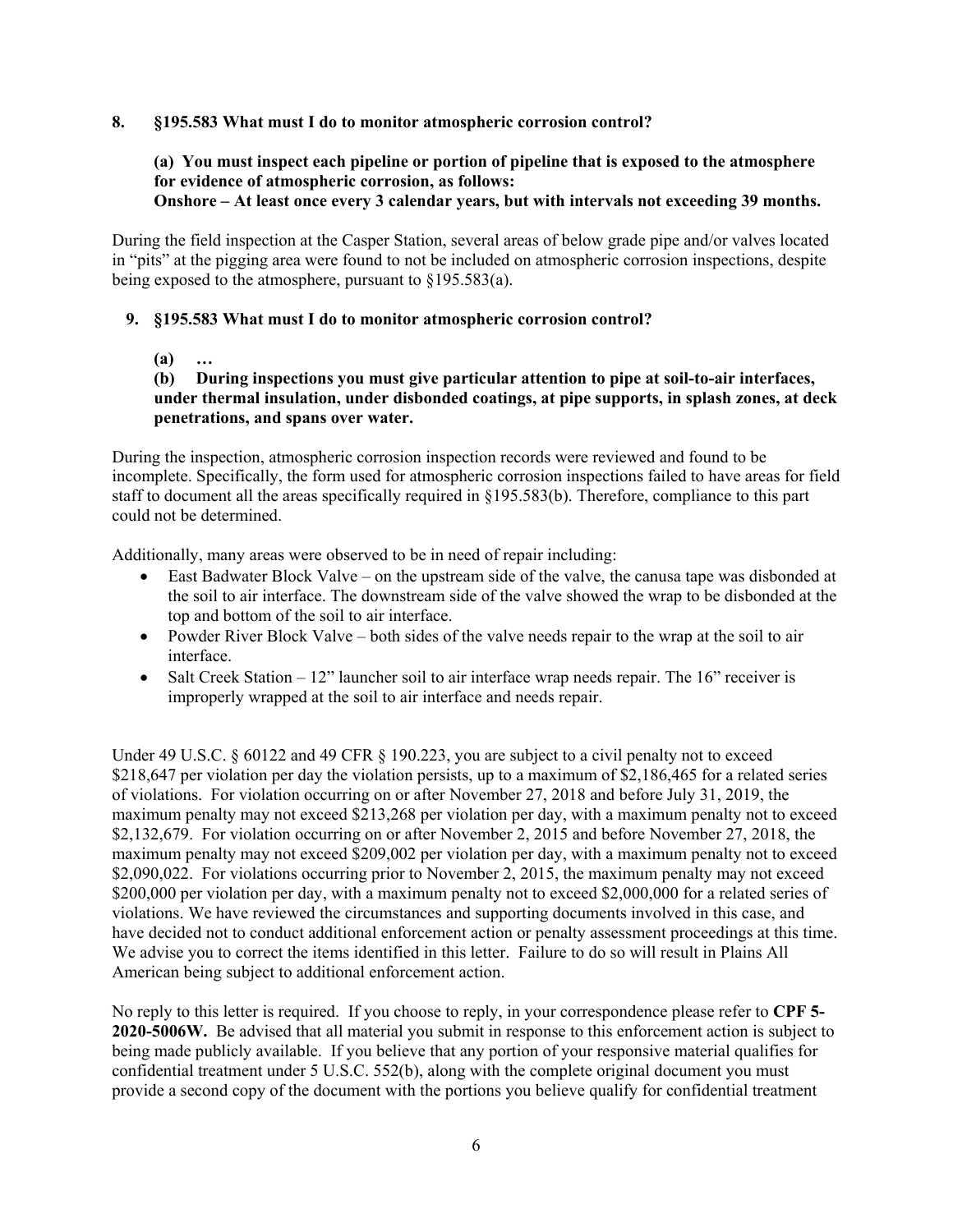**8. §195.583 What must I do to monitor atmospheric corrosion control?**

> **(a) You must inspect each pipeline or portion of pipeline that is exposed to the atmosphere for evidence of atmospheric corrosion, as follows:**
> **Onshore – At least once every 3 calendar years, but with intervals not exceeding 39 months.**

During the field inspection at the Casper Station, several areas of below grade pipe and/or valves located in "pits" at the pigging area were found to not be included on atmospheric corrosion inspections, despite being exposed to the atmosphere, pursuant to §195.583(a).

**9. §195.583 What must I do to monitor atmospheric corrosion control?**

> **(a) …**
> **(b) During inspections you must give particular attention to pipe at soil-to-air interfaces, under thermal insulation, under disbonded coatings, at pipe supports, in splash zones, at deck penetrations, and spans over water.**

During the inspection, atmospheric corrosion inspection records were reviewed and found to be incomplete. Specifically, the form used for atmospheric corrosion inspections failed to have areas for field staff to document all the areas specifically required in §195.583(b). Therefore, compliance to this part could not be determined.

Additionally, many areas were observed to be in need of repair including:

- East Badwater Block Valve – on the upstream side of the valve, the canusa tape was disbonded at the soil to air interface. The downstream side of the valve showed the wrap to be disbonded at the top and bottom of the soil to air interface.
- Powder River Block Valve – both sides of the valve needs repair to the wrap at the soil to air interface.
- Salt Creek Station – 12" launcher soil to air interface wrap needs repair. The 16" receiver is improperly wrapped at the soil to air interface and needs repair.

Under 49 U.S.C. § 60122 and 49 CFR § 190.223, you are subject to a civil penalty not to exceed $218,647 per violation per day the violation persists, up to a maximum of $2,186,465 for a related series of violations. For violation occurring on or after November 27, 2018 and before July 31, 2019, the maximum penalty may not exceed $213,268 per violation per day, with a maximum penalty not to exceed $2,132,679. For violation occurring on or after November 2, 2015 and before November 27, 2018, the maximum penalty may not exceed $209,002 per violation per day, with a maximum penalty not to exceed $2,090,022. For violations occurring prior to November 2, 2015, the maximum penalty may not exceed $200,000 per violation per day, with a maximum penalty not to exceed $2,000,000 for a related series of violations. We have reviewed the circumstances and supporting documents involved in this case, and have decided not to conduct additional enforcement action or penalty assessment proceedings at this time. We advise you to correct the items identified in this letter. Failure to do so will result in Plains All American being subject to additional enforcement action.

No reply to this letter is required. If you choose to reply, in your correspondence please refer to **CPF 5-2020-5006W.** Be advised that all material you submit in response to this enforcement action is subject to being made publicly available. If you believe that any portion of your responsive material qualifies for confidential treatment under 5 U.S.C. 552(b), along with the complete original document you must provide a second copy of the document with the portions you believe qualify for confidential treatment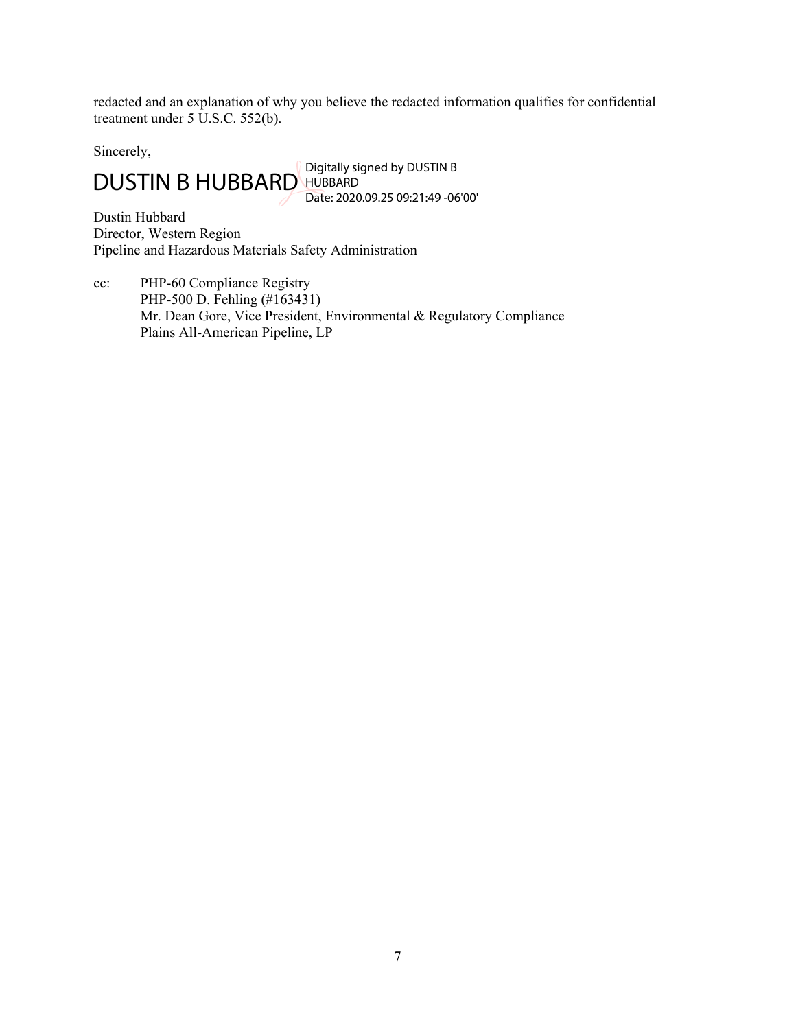redacted and an explanation of why you believe the redacted information qualifies for confidential treatment under 5 U.S.C. 552(b).

Sincerely,

DUSTIN B HUBBARD Digitally signed by DUSTIN B HUBBARD
Date: 2020.09.25 09:21:49 -06'00'

Dustin Hubbard
Director, Western Region
Pipeline and Hazardous Materials Safety Administration

cc: PHP-60 Compliance Registry
PHP-500 D. Fehling (#163431)
Mr. Dean Gore, Vice President, Environmental & Regulatory Compliance
Plains All-American Pipeline, LP